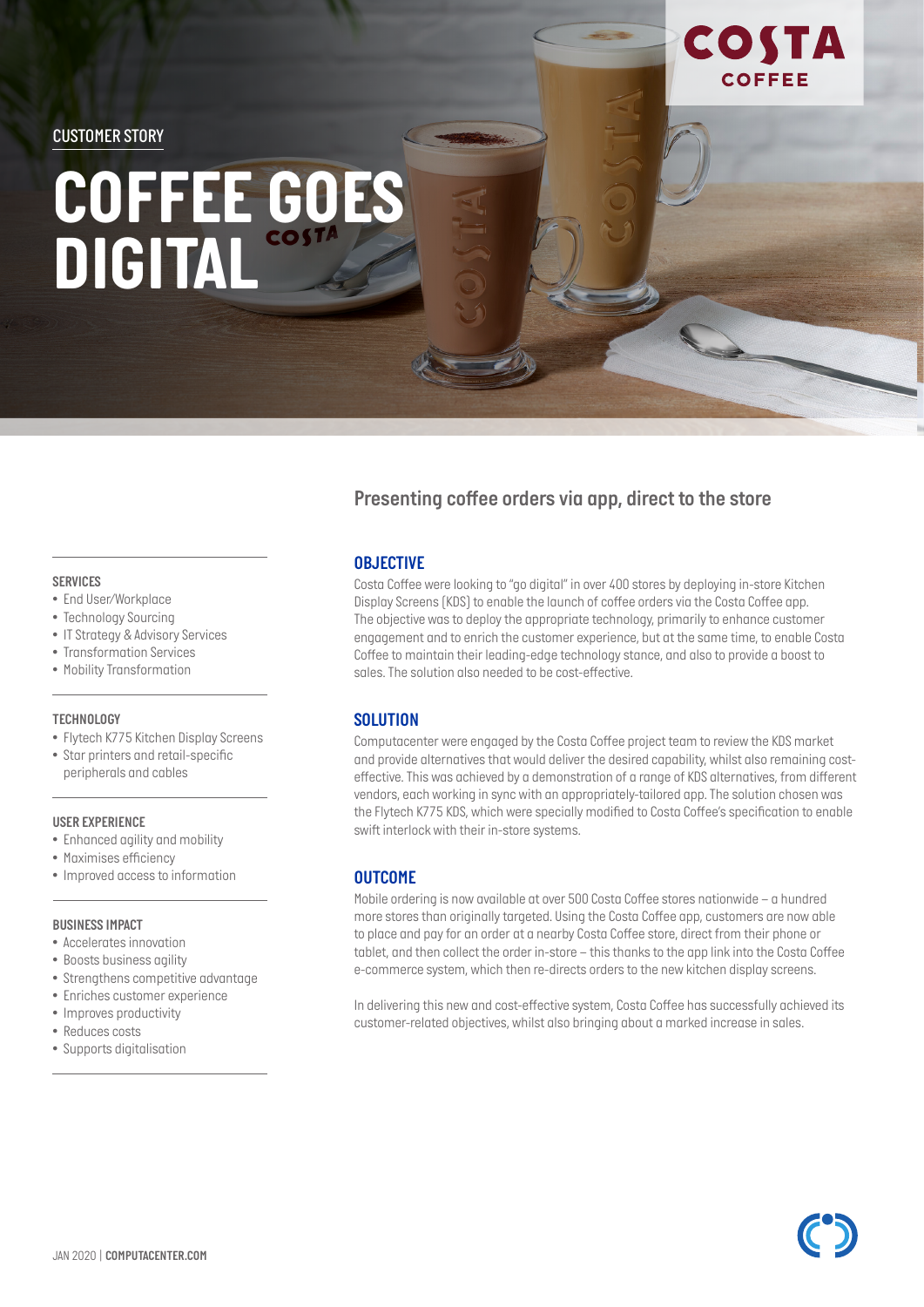CUSTOMER STORY

# COFFEE GOES DIGITAL

## Presenting coffee orders via app, direct to the store

### SERVICES

- End User/Workplace
- Technology Sourcing
- IT Strategy & Advisory Services
- Transformation Services
- Mobility Transformation

### TECHNOLOGY

- Flytech K775 Kitchen Display Screens
- Star printers and retail-specific peripherals and cables

### USER EXPERIENCE

- Enhanced agility and mobility
- Maximises efficiency
- Improved access to information

### BUSINESS IMPACT

- Accelerates innovation
- Boosts business agility
- Strengthens competitive advantage
- Enriches customer experience
- Improves productivity
- Reduces costs
- Supports digitalisation

### OBJECTIVE

Costa Coffee were looking to "go digital" in over 400 stores by deploying in-store Kitchen Display Screens (KDS) to enable the launch of coffee orders via the Costa Coffee app. The objective was to deploy the appropriate technology, primarily to enhance customer engagement and to enrich the customer experience, but at the same time, to enable Costa Coffee to maintain their leading-edge technology stance, and also to provide a boost to sales. The solution also needed to be cost-effective.

### SOLUTION

Computacenter were engaged by the Costa Coffee project team to review the KDS market and provide alternatives that would deliver the desired capability, whilst also remaining cost-effective. This was achieved by a demonstration of a range of KDS alternatives, from different vendors, each working in sync with an appropriately-tailored app. The solution chosen was the Flytech K775 KDS, which were specially modified to Costa Coffee's specification to enable swift interlock with their in-store systems.

### OUTCOME

Mobile ordering is now available at over 500 Costa Coffee stores nationwide – a hundred more stores than originally targeted. Using the Costa Coffee app, customers are now able to place and pay for an order at a nearby Costa Coffee store, direct from their phone or tablet, and then collect the order in-store – this thanks to the app link into the Costa Coffee e-commerce system, which then re-directs orders to the new kitchen display screens.

In delivering this new and cost-effective system, Costa Coffee has successfully achieved its customer-related objectives, whilst also bringing about a marked increase in sales.

JAN 2020 | **COMPUTACENTER.COM**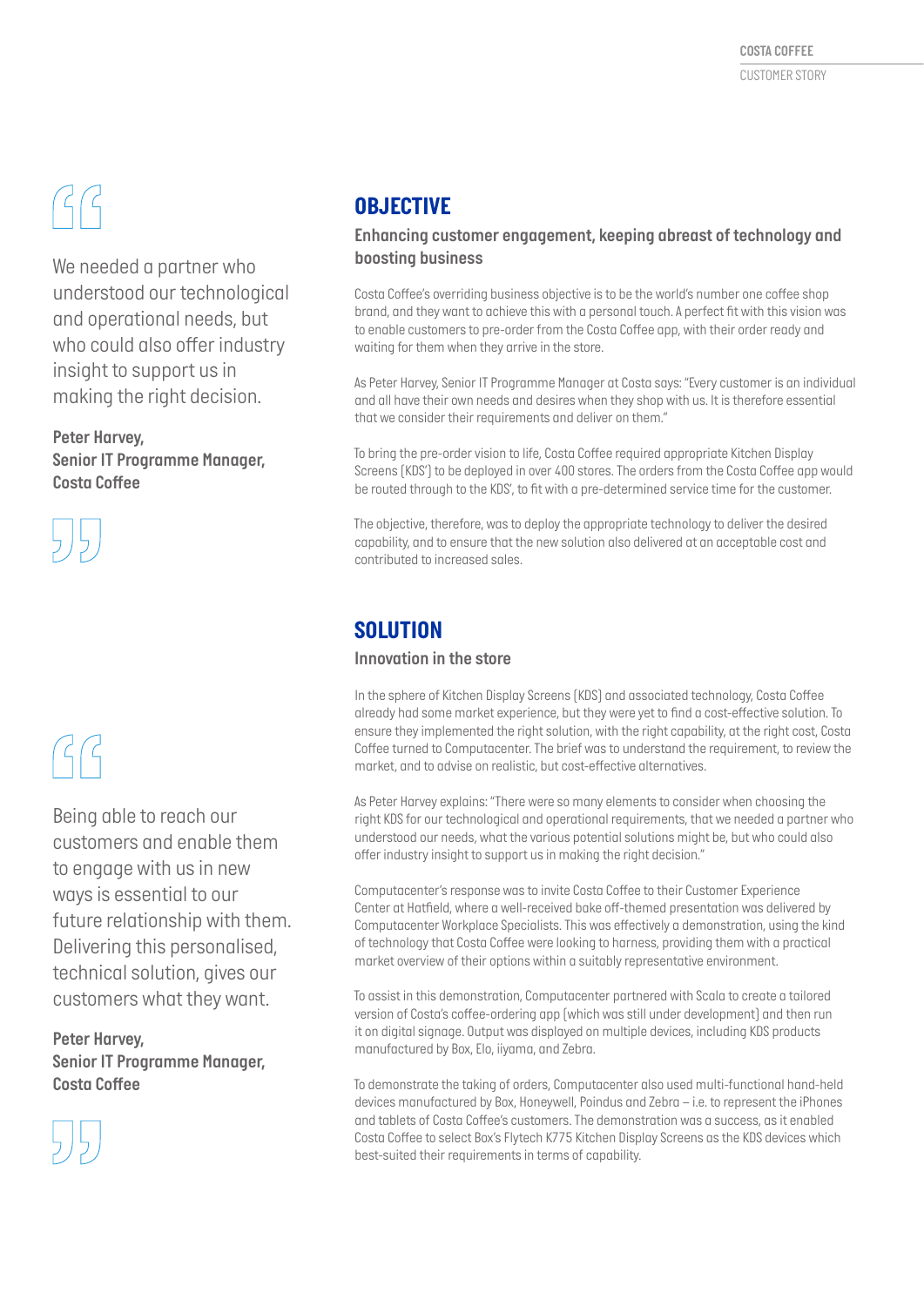> We needed a partner who understood our technological and operational needs, but who could also offer industry insight to support us in making the right decision.
>
> **Peter Harvey, Senior IT Programme Manager, Costa Coffee**

## OBJECTIVE

### Enhancing customer engagement, keeping abreast of technology and boosting business

Costa Coffee's overriding business objective is to be the world's number one coffee shop brand, and they want to achieve this with a personal touch. A perfect fit with this vision was to enable customers to pre-order from the Costa Coffee app, with their order ready and waiting for them when they arrive in the store.

As Peter Harvey, Senior IT Programme Manager at Costa says: "Every customer is an individual and all have their own needs and desires when they shop with us. It is therefore essential that we consider their requirements and deliver on them."

To bring the pre-order vision to life, Costa Coffee required appropriate Kitchen Display Screens (KDS') to be deployed in over 400 stores. The orders from the Costa Coffee app would be routed through to the KDS', to fit with a pre-determined service time for the customer.

The objective, therefore, was to deploy the appropriate technology to deliver the desired capability, and to ensure that the new solution also delivered at an acceptable cost and contributed to increased sales.

## SOLUTION

### Innovation in the store

In the sphere of Kitchen Display Screens (KDS) and associated technology, Costa Coffee already had some market experience, but they were yet to find a cost-effective solution. To ensure they implemented the right solution, with the right capability, at the right cost, Costa Coffee turned to Computacenter. The brief was to understand the requirement, to review the market, and to advise on realistic, but cost-effective alternatives.

As Peter Harvey explains: "There were so many elements to consider when choosing the right KDS for our technological and operational requirements, that we needed a partner who understood our needs, what the various potential solutions might be, but who could also offer industry insight to support us in making the right decision."

Computacenter's response was to invite Costa Coffee to their Customer Experience Center at Hatfield, where a well-received bake off-themed presentation was delivered by Computacenter Workplace Specialists. This was effectively a demonstration, using the kind of technology that Costa Coffee were looking to harness, providing them with a practical market overview of their options within a suitably representative environment.

To assist in this demonstration, Computacenter partnered with Scala to create a tailored version of Costa's coffee-ordering app (which was still under development) and then run it on digital signage. Output was displayed on multiple devices, including KDS products manufactured by Box, Elo, iiyama, and Zebra.

To demonstrate the taking of orders, Computacenter also used multi-functional hand-held devices manufactured by Box, Honeywell, Poindus and Zebra – i.e. to represent the iPhones and tablets of Costa Coffee's customers. The demonstration was a success, as it enabled Costa Coffee to select Box's Flytech K775 Kitchen Display Screens as the KDS devices which best-suited their requirements in terms of capability.

> Being able to reach our customers and enable them to engage with us in new ways is essential to our future relationship with them. Delivering this personalised, technical solution, gives our customers what they want.
>
> **Peter Harvey, Senior IT Programme Manager, Costa Coffee**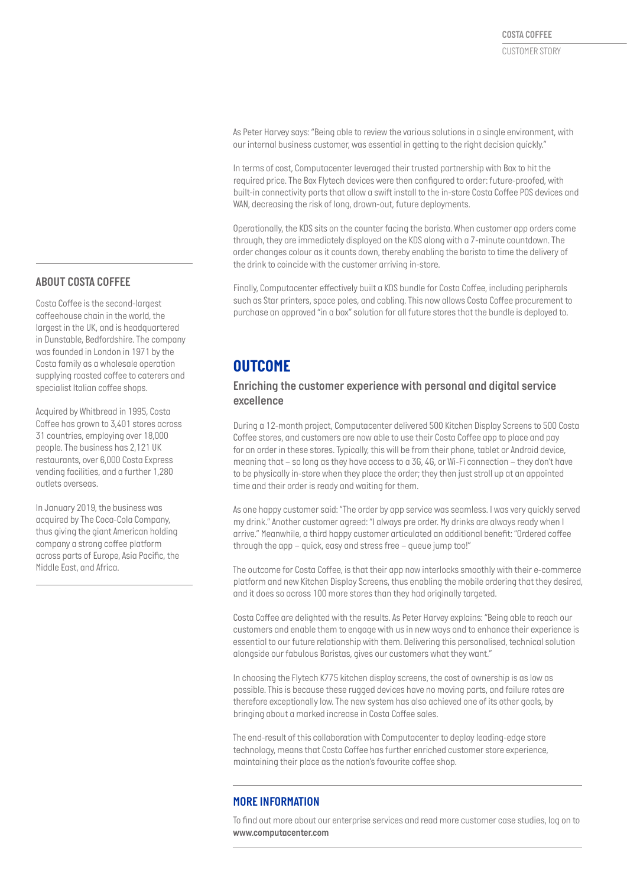As Peter Harvey says: "Being able to review the various solutions in a single environment, with our internal business customer, was essential in getting to the right decision quickly."

In terms of cost, Computacenter leveraged their trusted partnership with Box to hit the required price. The Box Flytech devices were then configured to order: future-proofed, with built-in connectivity ports that allow a swift install to the in-store Costa Coffee POS devices and WAN, decreasing the risk of long, drawn-out, future deployments.

Operationally, the KDS sits on the counter facing the barista. When customer app orders come through, they are immediately displayed on the KDS along with a 7-minute countdown. The order changes colour as it counts down, thereby enabling the barista to time the delivery of the drink to coincide with the customer arriving in-store.

Finally, Computacenter effectively built a KDS bundle for Costa Coffee, including peripherals such as Star printers, space poles, and cabling. This now allows Costa Coffee procurement to purchase an approved "in a box" solution for all future stores that the bundle is deployed to.

## OUTCOME

### Enriching the customer experience with personal and digital service excellence

During a 12-month project, Computacenter delivered 500 Kitchen Display Screens to 500 Costa Coffee stores, and customers are now able to use their Costa Coffee app to place and pay for an order in these stores. Typically, this will be from their phone, tablet or Android device, meaning that – so long as they have access to a 3G, 4G, or Wi-Fi connection – they don't have to be physically in-store when they place the order; they then just stroll up at an appointed time and their order is ready and waiting for them.

As one happy customer said: "The order by app service was seamless. I was very quickly served my drink." Another customer agreed: "I always pre order. My drinks are always ready when I arrive." Meanwhile, a third happy customer articulated an additional benefit: "Ordered coffee through the app – quick, easy and stress free – queue jump too!"

The outcome for Costa Coffee, is that their app now interlocks smoothly with their e-commerce platform and new Kitchen Display Screens, thus enabling the mobile ordering that they desired, and it does so across 100 more stores than they had originally targeted.

Costa Coffee are delighted with the results. As Peter Harvey explains: "Being able to reach our customers and enable them to engage with us in new ways and to enhance their experience is essential to our future relationship with them. Delivering this personalised, technical solution alongside our fabulous Baristas, gives our customers what they want."

In choosing the Flytech K775 kitchen display screens, the cost of ownership is as low as possible. This is because these rugged devices have no moving parts, and failure rates are therefore exceptionally low. The new system has also achieved one of its other goals, by bringing about a marked increase in Costa Coffee sales.

The end-result of this collaboration with Computacenter to deploy leading-edge store technology, means that Costa Coffee has further enriched customer store experience, maintaining their place as the nation's favourite coffee shop.

### ABOUT COSTA COFFEE

Costa Coffee is the second-largest coffeehouse chain in the world, the largest in the UK, and is headquartered in Dunstable, Bedfordshire. The company was founded in London in 1971 by the Costa family as a wholesale operation supplying roasted coffee to caterers and specialist Italian coffee shops.

Acquired by Whitbread in 1995, Costa Coffee has grown to 3,401 stores across 31 countries, employing over 18,000 people. The business has 2,121 UK restaurants, over 6,000 Costa Express vending facilities, and a further 1,280 outlets overseas.

In January 2019, the business was acquired by The Coca-Cola Company, thus giving the giant American holding company a strong coffee platform across parts of Europe, Asia Pacific, the Middle East, and Africa.

### MORE INFORMATION

To find out more about our enterprise services and read more customer case studies, log on to **www.computacenter.com**